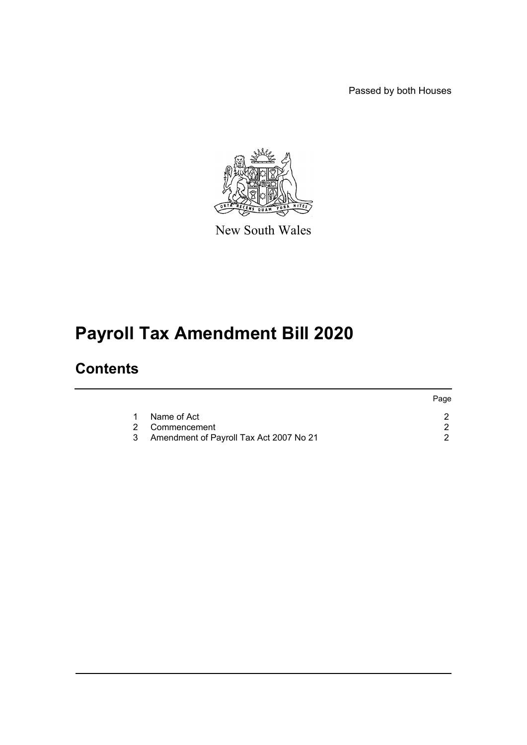Passed by both Houses

New South Wales

# Payroll Tax Amendment Bill 2020

## Contents

| | | Page |
|---|---|---|
| 1 | Name of Act | 2 |
| 2 | Commencement | 2 |
| 3 | Amendment of Payroll Tax Act 2007 No 21 | 2 |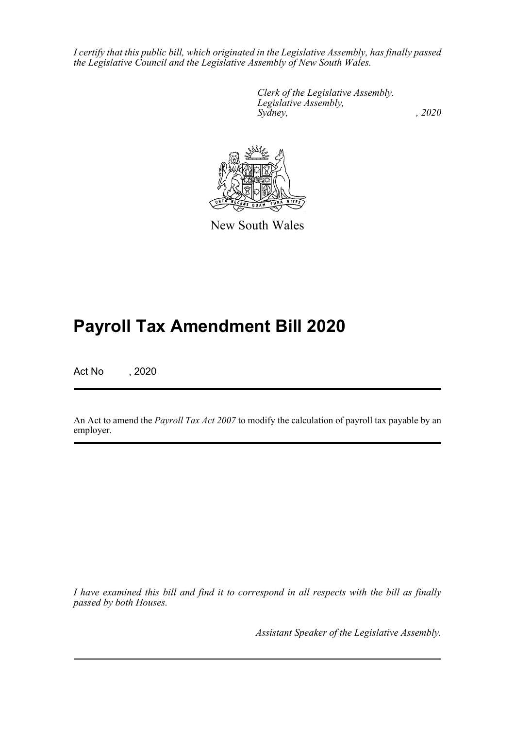*I certify that this public bill, which originated in the Legislative Assembly, has finally passed the Legislative Council and the Legislative Assembly of New South Wales.*

*Clerk of the Legislative Assembly.*
*Legislative Assembly,*
*Sydney, , 2020*

New South Wales

# Payroll Tax Amendment Bill 2020

Act No , 2020

An Act to amend the *Payroll Tax Act 2007* to modify the calculation of payroll tax payable by an employer.

*I have examined this bill and find it to correspond in all respects with the bill as finally passed by both Houses.*

*Assistant Speaker of the Legislative Assembly.*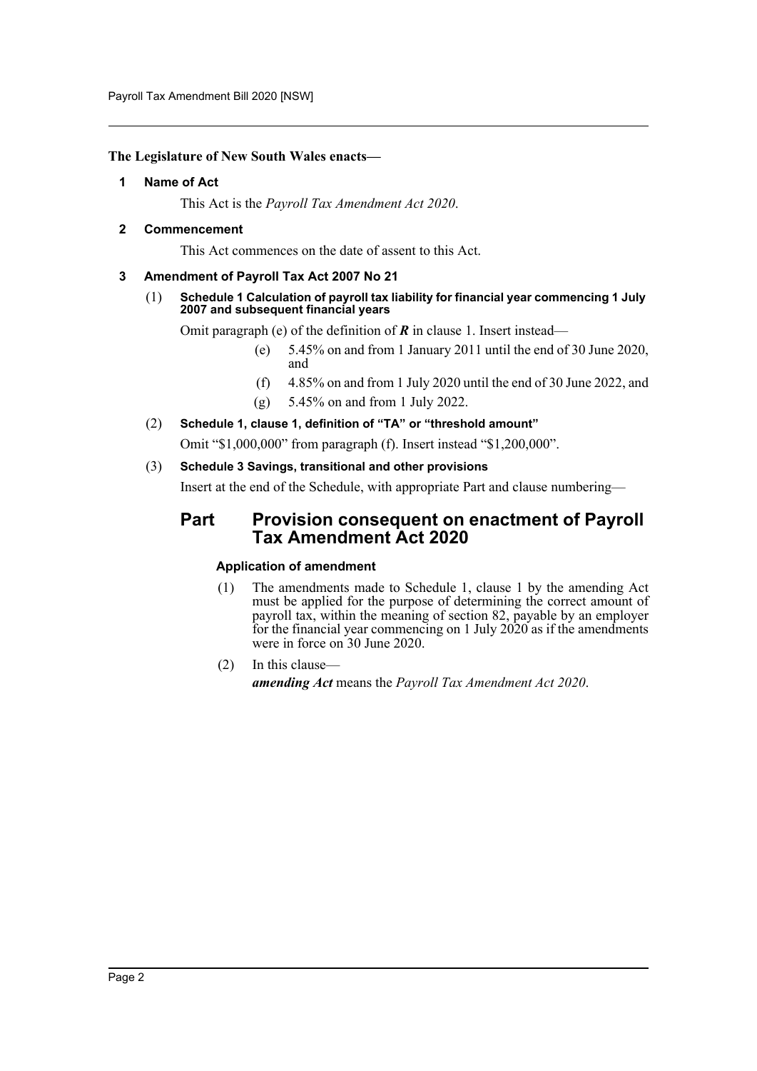**The Legislature of New South Wales enacts—**

### 1 Name of Act

This Act is the *Payroll Tax Amendment Act 2020*.

### 2 Commencement

This Act commences on the date of assent to this Act.

### 3 Amendment of Payroll Tax Act 2007 No 21

(1) **Schedule 1 Calculation of payroll tax liability for financial year commencing 1 July 2007 and subsequent financial years**

Omit paragraph (e) of the definition of ***R*** in clause 1. Insert instead—

> (e) 5.45% on and from 1 January 2011 until the end of 30 June 2020, and
>
> (f) 4.85% on and from 1 July 2020 until the end of 30 June 2022, and
>
> (g) 5.45% on and from 1 July 2022.

(2) **Schedule 1, clause 1, definition of "TA" or "threshold amount"**

Omit "$1,000,000" from paragraph (f). Insert instead "$1,200,000".

(3) **Schedule 3 Savings, transitional and other provisions**

Insert at the end of the Schedule, with appropriate Part and clause numbering—

## Part Provision consequent on enactment of Payroll Tax Amendment Act 2020

#### Application of amendment

(1) The amendments made to Schedule 1, clause 1 by the amending Act must be applied for the purpose of determining the correct amount of payroll tax, within the meaning of section 82, payable by an employer for the financial year commencing on 1 July 2020 as if the amendments were in force on 30 June 2020.

(2) In this clause—

***amending Act*** means the *Payroll Tax Amendment Act 2020*.